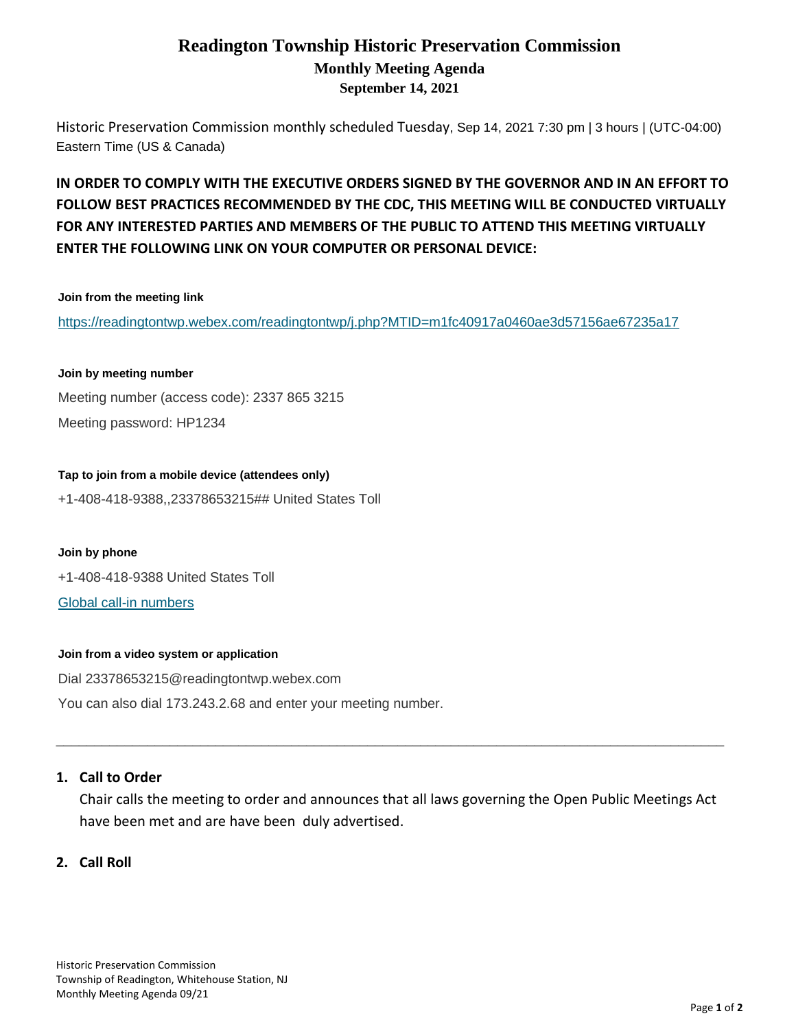# Readington Township Historic Preservation Commission

## Monthly Meeting Agenda

### September 14, 2021

Historic Preservation Commission monthly scheduled Tuesday, Sep 14, 2021 7:30 pm | 3 hours | (UTC-04:00) Eastern Time (US & Canada)

**IN ORDER TO COMPLY WITH THE EXECUTIVE ORDERS SIGNED BY THE GOVERNOR AND IN AN EFFORT TO FOLLOW BEST PRACTICES RECOMMENDED BY THE CDC, THIS MEETING WILL BE CONDUCTED VIRTUALLY FOR ANY INTERESTED PARTIES AND MEMBERS OF THE PUBLIC TO ATTEND THIS MEETING VIRTUALLY ENTER THE FOLLOWING LINK ON YOUR COMPUTER OR PERSONAL DEVICE:**

**Join from the meeting link**

https://readingtontwp.webex.com/readingtontwp/j.php?MTID=m1fc40917a0460ae3d57156ae67235a17

**Join by meeting number**

Meeting number (access code): 2337 865 3215

Meeting password: HP1234

**Tap to join from a mobile device (attendees only)**

+1-408-418-9388,,23378653215## United States Toll

**Join by phone**

+1-408-418-9388 United States Toll

Global call-in numbers

**Join from a video system or application**

Dial 23378653215@readingtontwp.webex.com

You can also dial 173.243.2.68 and enter your meeting number.

---

1. **Call to Order**

   Chair calls the meeting to order and announces that all laws governing the Open Public Meetings Act have been met and are have been duly advertised.

2. **Call Roll**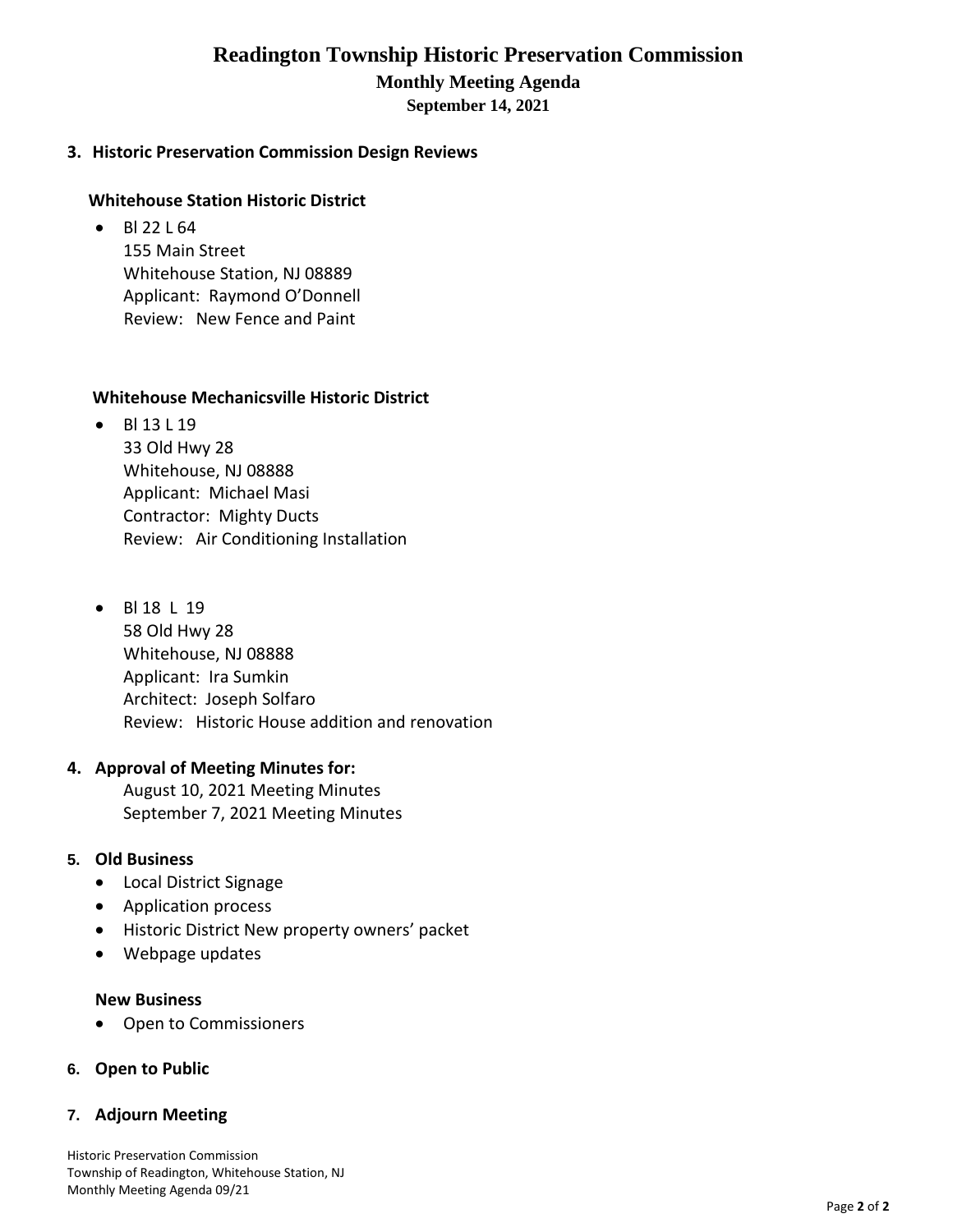# Readington Township Historic Preservation Commission

## Monthly Meeting Agenda

**September 14, 2021**

**3. Historic Preservation Commission Design Reviews**

**Whitehouse Station Historic District**

- Bl 22 L 64
  155 Main Street
  Whitehouse Station, NJ 08889
  Applicant: Raymond O'Donnell
  Review: New Fence and Paint

**Whitehouse Mechanicsville Historic District**

- Bl 13 L 19
  33 Old Hwy 28
  Whitehouse, NJ 08888
  Applicant: Michael Masi
  Contractor: Mighty Ducts
  Review: Air Conditioning Installation

- Bl 18 L 19
  58 Old Hwy 28
  Whitehouse, NJ 08888
  Applicant: Ira Sumkin
  Architect: Joseph Solfaro
  Review: Historic House addition and renovation

**4. Approval of Meeting Minutes for:**

August 10, 2021 Meeting Minutes
September 7, 2021 Meeting Minutes

**5. Old Business**

- Local District Signage
- Application process
- Historic District New property owners' packet
- Webpage updates

**New Business**

- Open to Commissioners

**6. Open to Public**

**7. Adjourn Meeting**

Historic Preservation Commission
Township of Readington, Whitehouse Station, NJ
Monthly Meeting Agenda 09/21